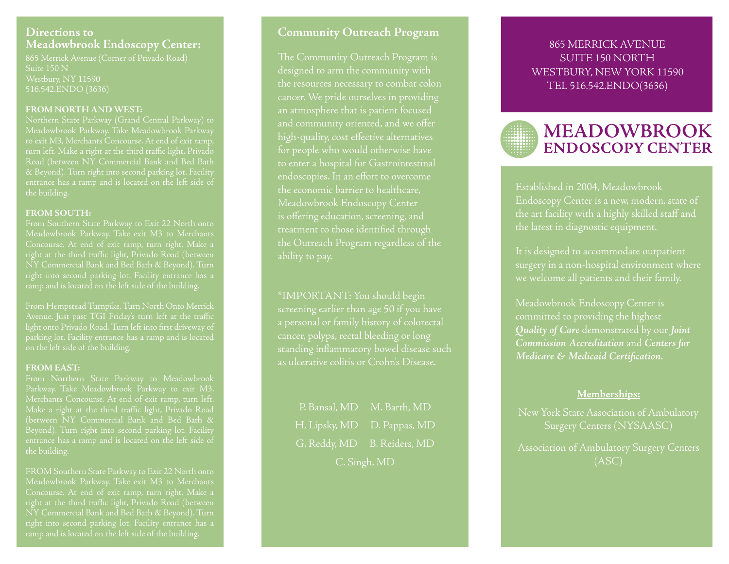## Directions to Meadowbrook Endoscopy Center:

865 Merrick Avenue (Corner of Privado Road)
Suite 150 N
Westbury, NY 11590
516.542.ENDO (3636)

### FROM NORTH AND WEST:

Northern State Parkway (Grand Central Parkway) to Meadowbrook Parkway. Take Meadowbrook Parkway to exit M3, Merchants Concourse. At end of exit ramp, turn left. Make a right at the third traffic light, Privado Road (between NY Commercial Bank and Bed Bath & Beyond). Turn right into second parking lot. Facility entrance has a ramp and is located on the left side of the building.

### FROM SOUTH:

From Southern State Parkway to Exit 22 North onto Meadowbrook Parkway. Take exit M3 to Merchants Concourse. At end of exit ramp, turn right. Make a right at the third traffic light, Privado Road (between NY Commercial Bank and Bed Bath & Beyond). Turn right into second parking lot. Facility entrance has a ramp and is located on the left side of the building.

From Hempstead Turnpike. Turn North Onto Merrick Avenue. Just past TGI Friday's turn left at the traffic light onto Privado Road. Turn left into first driveway of parking lot. Facility entrance has a ramp and is located on the left side of the building.

### FROM EAST:

From Northern State Parkway to Meadowbrook Parkway. Take Meadowbrook Parkway to exit M3, Merchants Concourse. At end of exit ramp, turn left. Make a right at the third traffic light, Privado Road (between NY Commercial Bank and Bed Bath & Beyond). Turn right into second parking lot. Facility entrance has a ramp and is located on the left side of the building.

FROM Southern State Parkway to Exit 22 North onto Meadowbrook Parkway. Take exit M3 to Merchants Concourse. At end of exit ramp, turn right. Make a right at the third traffic light, Privado Road (between NY Commercial Bank and Bed Bath & Beyond). Turn right into second parking lot. Facility entrance has a ramp and is located on the left side of the building.

## Community Outreach Program

The Community Outreach Program is designed to arm the community with the resources necessary to combat colon cancer. We pride ourselves in providing an atmosphere that is patient focused and community oriented, and we offer high-quality, cost effective alternatives for people who would otherwise have to enter a hospital for Gastrointestinal endoscopies. In an effort to overcome the economic barrier to healthcare, Meadowbrook Endoscopy Center is offering education, screening, and treatment to those identified through the Outreach Program regardless of the ability to pay.

*IMPORTANT: You should begin screening earlier than age 50 if you have a personal or family history of colorectal cancer, polyps, rectal bleeding or long standing inflammatory bowel disease such as ulcerative colitis or Crohn's Disease.

P. Bansal, MD M. Barth, MD
H. Lipsky, MD D. Pappas, MD
G. Reddy, MD B. Reiders, MD
C. Singh, MD

865 MERRICK AVENUE
SUITE 150 NORTH
WESTBURY, NEW YORK 11590
TEL 516.542.ENDO(3636)

# MEADOWBROOK ENDOSCOPY CENTER

Established in 2004, Meadowbrook Endoscopy Center is a new, modern, state of the art facility with a highly skilled staff and the latest in diagnostic equipment.

It is designed to accommodate outpatient surgery in a non-hospital environment where we welcome all patients and their family.

Meadowbrook Endoscopy Center is committed to providing the highest ***Quality of Care*** demonstrated by our ***Joint Commission Accreditation*** and ***Centers for Medicare & Medicaid Certification***.

**Memberships:**

New York State Association of Ambulatory Surgery Centers (NYSAASC)

Association of Ambulatory Surgery Centers (ASC)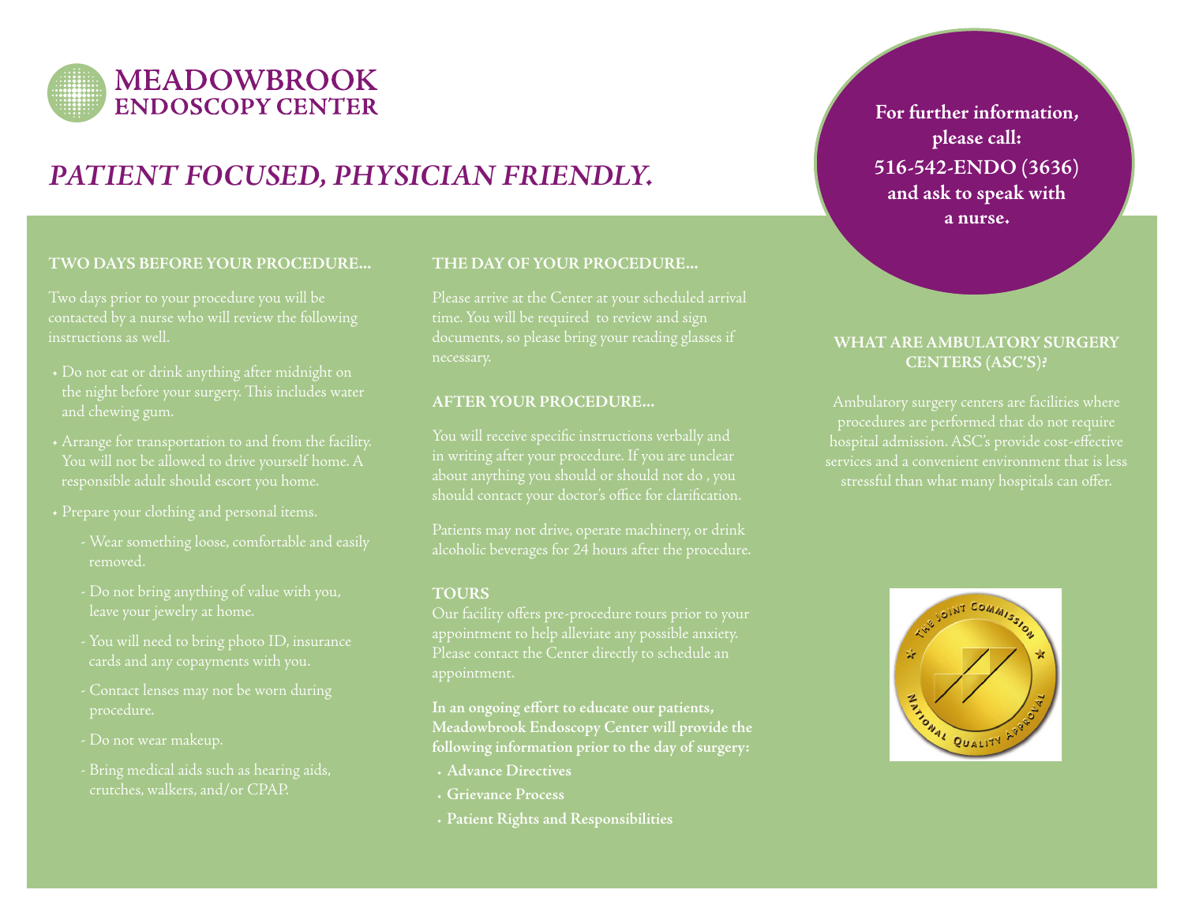# MEADOWBROOK ENDOSCOPY CENTER

## *PATIENT FOCUSED, PHYSICIAN FRIENDLY.*

**For further information, please call: 516-542-ENDO (3636) and ask to speak with a nurse.**

### TWO DAYS BEFORE YOUR PROCEDURE...

Two days prior to your procedure you will be contacted by a nurse who will review the following instructions as well.

- Do not eat or drink anything after midnight on the night before your surgery. This includes water and chewing gum.
- Arrange for transportation to and from the facility. You will not be allowed to drive yourself home. A responsible adult should escort you home.
- Prepare your clothing and personal items.
  - Wear something loose, comfortable and easily removed.
  - Do not bring anything of value with you, leave your jewelry at home.
  - You will need to bring photo ID, insurance cards and any copayments with you.
  - Contact lenses may not be worn during procedure.
  - Do not wear makeup.
  - Bring medical aids such as hearing aids, crutches, walkers, and/or CPAP.

### THE DAY OF YOUR PROCEDURE...

Please arrive at the Center at your scheduled arrival time. You will be required to review and sign documents, so please bring your reading glasses if necessary.

### AFTER YOUR PROCEDURE...

You will receive specific instructions verbally and in writing after your procedure. If you are unclear about anything you should or should not do , you should contact your doctor's office for clarification.

Patients may not drive, operate machinery, or drink alcoholic beverages for 24 hours after the procedure.

### TOURS

Our facility offers pre-procedure tours prior to your appointment to help alleviate any possible anxiety. Please contact the Center directly to schedule an appointment.

**In an ongoing effort to educate our patients, Meadowbrook Endoscopy Center will provide the following information prior to the day of surgery:**

- **Advance Directives**
- **Grievance Process**
- **Patient Rights and Responsibilities**

### WHAT ARE AMBULATORY SURGERY CENTERS (ASC'S)?

Ambulatory surgery centers are facilities where procedures are performed that do not require hospital admission. ASC's provide cost-effective services and a convenient environment that is less stressful than what many hospitals can offer.